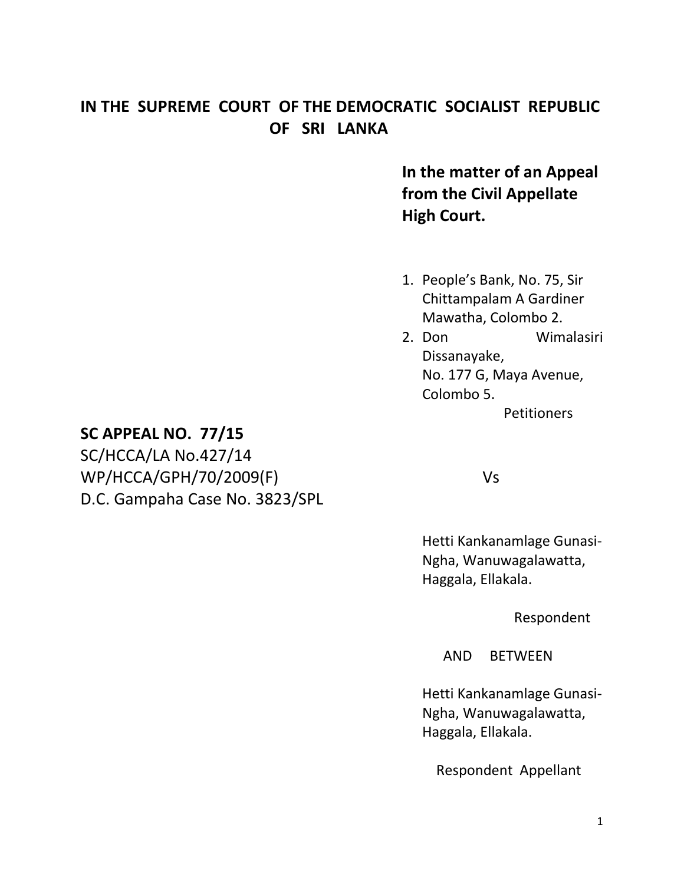**IN THE SUPREME COURT OF THE DEMOCRATIC SOCIALIST REPUBLIC OF SRI LANKA**

**In the matter of an Appeal from the Civil Appellate High Court.**

1. People's Bank, No. 75, Sir Chittampalam A Gardiner Mawatha, Colombo 2.
2. Don Wimalasiri Dissanayake, No. 177 G, Maya Avenue, Colombo 5.

Petitioners

**SC APPEAL NO. 77/15**
SC/HCCA/LA No.427/14
WP/HCCA/GPH/70/2009(F)
D.C. Gampaha Case No. 3823/SPL

Vs

Hetti Kankanamlage Gunasi-Ngha, Wanuwagalawatta, Haggala, Ellakala.

Respondent

AND BETWEEN

Hetti Kankanamlage Gunasi-Ngha, Wanuwagalawatta, Haggala, Ellakala.

Respondent Appellant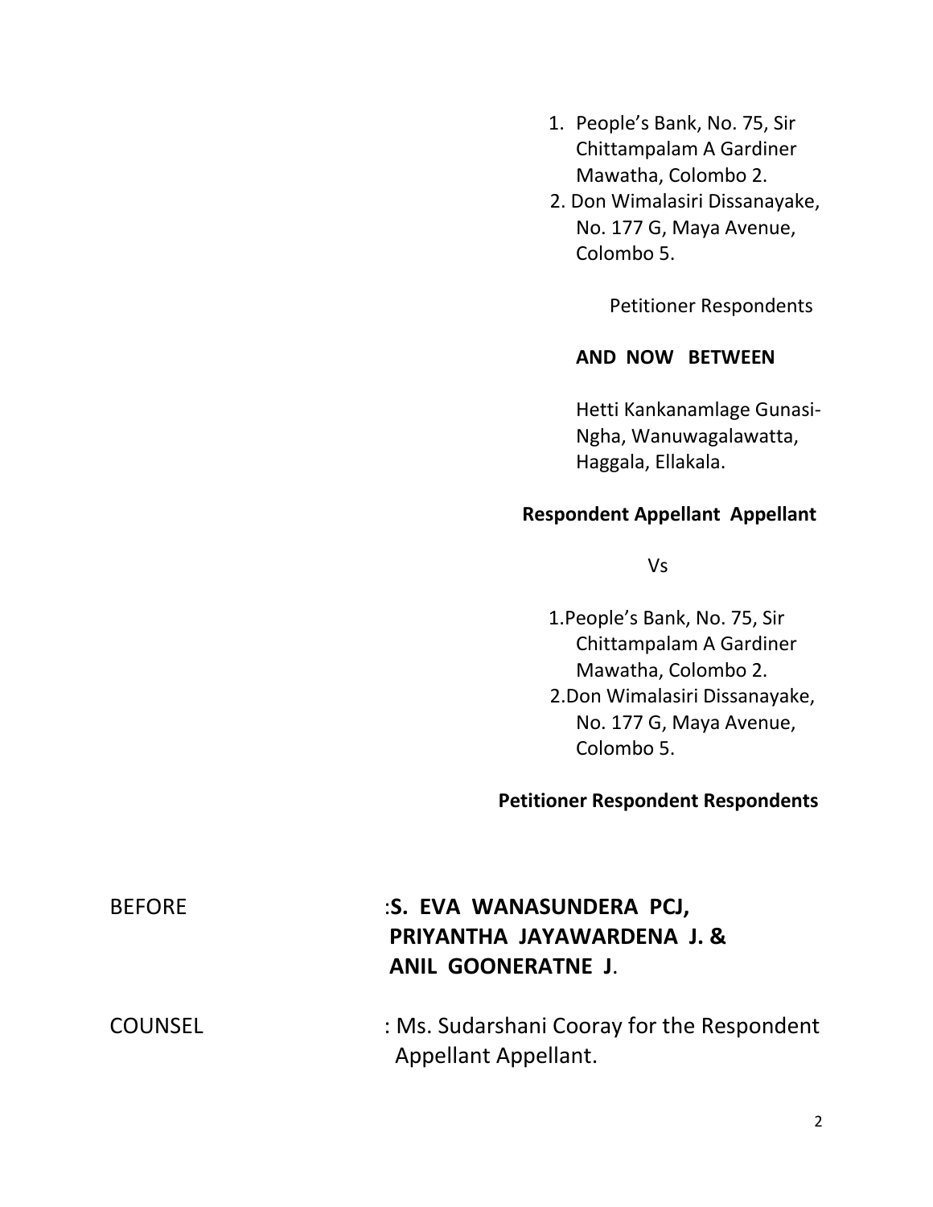1. People's Bank, No. 75, Sir Chittampalam A Gardiner Mawatha, Colombo 2.
2. Don Wimalasiri Dissanayake, No. 177 G, Maya Avenue, Colombo 5.

Petitioner Respondents

**AND NOW BETWEEN**

Hetti Kankanamlage Gunasi-Ngha, Wanuwagalawatta, Haggala, Ellakala.

**Respondent Appellant Appellant**

Vs

1. People's Bank, No. 75, Sir Chittampalam A Gardiner Mawatha, Colombo 2.
2. Don Wimalasiri Dissanayake, No. 177 G, Maya Avenue, Colombo 5.

**Petitioner Respondent Respondents**

BEFORE : **S. EVA WANASUNDERA PCJ, PRIYANTHA JAYAWARDENA J. & ANIL GOONERATNE J**.

COUNSEL : Ms. Sudarshani Cooray for the Respondent Appellant Appellant.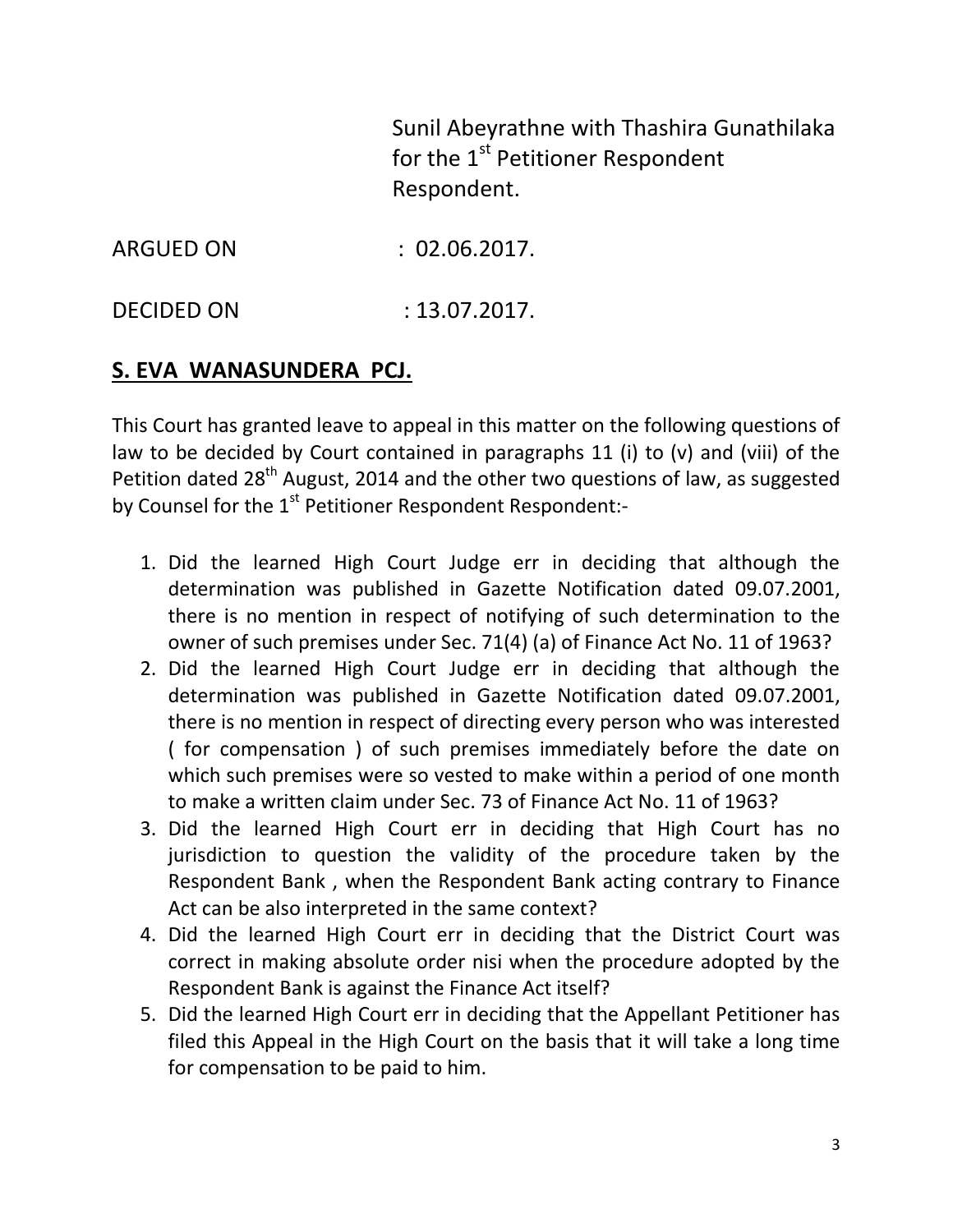Sunil Abeyrathne with Thashira Gunathilaka for the 1st Petitioner Respondent Respondent.

ARGUED ON : 02.06.2017.

DECIDED ON : 13.07.2017.

**S. EVA WANASUNDERA PCJ.**

This Court has granted leave to appeal in this matter on the following questions of law to be decided by Court contained in paragraphs 11 (i) to (v) and (viii) of the Petition dated 28th August, 2014 and the other two questions of law, as suggested by Counsel for the 1st Petitioner Respondent Respondent:-

1. Did the learned High Court Judge err in deciding that although the determination was published in Gazette Notification dated 09.07.2001, there is no mention in respect of notifying of such determination to the owner of such premises under Sec. 71(4) (a) of Finance Act No. 11 of 1963?
2. Did the learned High Court Judge err in deciding that although the determination was published in Gazette Notification dated 09.07.2001, there is no mention in respect of directing every person who was interested ( for compensation ) of such premises immediately before the date on which such premises were so vested to make within a period of one month to make a written claim under Sec. 73 of Finance Act No. 11 of 1963?
3. Did the learned High Court err in deciding that High Court has no jurisdiction to question the validity of the procedure taken by the Respondent Bank , when the Respondent Bank acting contrary to Finance Act can be also interpreted in the same context?
4. Did the learned High Court err in deciding that the District Court was correct in making absolute order nisi when the procedure adopted by the Respondent Bank is against the Finance Act itself?
5. Did the learned High Court err in deciding that the Appellant Petitioner has filed this Appeal in the High Court on the basis that it will take a long time for compensation to be paid to him.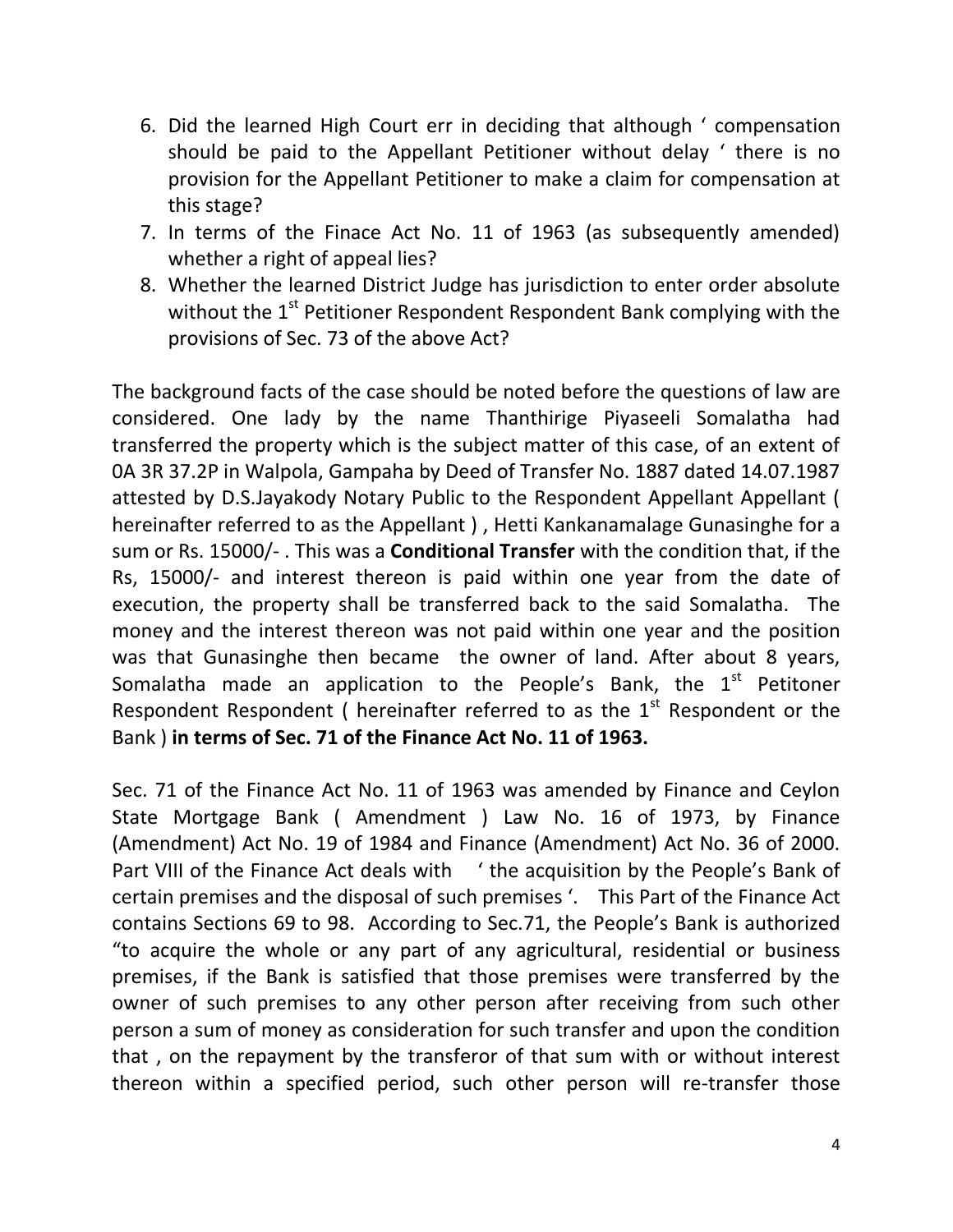6. Did the learned High Court err in deciding that although ' compensation should be paid to the Appellant Petitioner without delay ' there is no provision for the Appellant Petitioner to make a claim for compensation at this stage?
7. In terms of the Finace Act No. 11 of 1963 (as subsequently amended) whether a right of appeal lies?
8. Whether the learned District Judge has jurisdiction to enter order absolute without the 1st Petitioner Respondent Respondent Bank complying with the provisions of Sec. 73 of the above Act?

The background facts of the case should be noted before the questions of law are considered. One lady by the name Thanthirige Piyaseeli Somalatha had transferred the property which is the subject matter of this case, of an extent of 0A 3R 37.2P in Walpola, Gampaha by Deed of Transfer No. 1887 dated 14.07.1987 attested by D.S.Jayakody Notary Public to the Respondent Appellant Appellant ( hereinafter referred to as the Appellant ) , Hetti Kankanamalage Gunasinghe for a sum or Rs. 15000/- . This was a **Conditional Transfer** with the condition that, if the Rs, 15000/- and interest thereon is paid within one year from the date of execution, the property shall be transferred back to the said Somalatha. The money and the interest thereon was not paid within one year and the position was that Gunasinghe then became the owner of land. After about 8 years, Somalatha made an application to the People's Bank, the 1st Petitoner Respondent Respondent ( hereinafter referred to as the 1st Respondent or the Bank ) **in terms of Sec. 71 of the Finance Act No. 11 of 1963.**

Sec. 71 of the Finance Act No. 11 of 1963 was amended by Finance and Ceylon State Mortgage Bank ( Amendment ) Law No. 16 of 1973, by Finance (Amendment) Act No. 19 of 1984 and Finance (Amendment) Act No. 36 of 2000. Part VIII of the Finance Act deals with ' the acquisition by the People's Bank of certain premises and the disposal of such premises '. This Part of the Finance Act contains Sections 69 to 98. According to Sec.71, the People's Bank is authorized "to acquire the whole or any part of any agricultural, residential or business premises, if the Bank is satisfied that those premises were transferred by the owner of such premises to any other person after receiving from such other person a sum of money as consideration for such transfer and upon the condition that , on the repayment by the transferor of that sum with or without interest thereon within a specified period, such other person will re-transfer those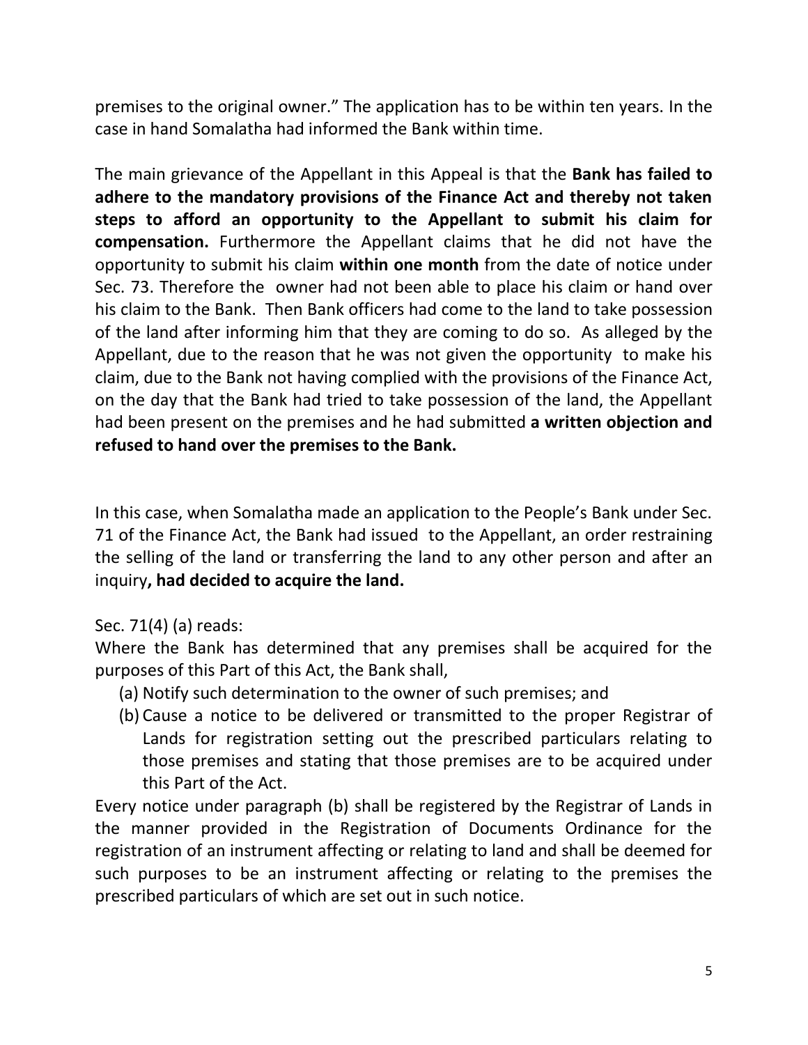premises to the original owner." The application has to be within ten years. In the case in hand Somalatha had informed the Bank within time.

The main grievance of the Appellant in this Appeal is that the **Bank has failed to adhere to the mandatory provisions of the Finance Act and thereby not taken steps to afford an opportunity to the Appellant to submit his claim for compensation.** Furthermore the Appellant claims that he did not have the opportunity to submit his claim **within one month** from the date of notice under Sec. 73. Therefore the owner had not been able to place his claim or hand over his claim to the Bank. Then Bank officers had come to the land to take possession of the land after informing him that they are coming to do so. As alleged by the Appellant, due to the reason that he was not given the opportunity to make his claim, due to the Bank not having complied with the provisions of the Finance Act, on the day that the Bank had tried to take possession of the land, the Appellant had been present on the premises and he had submitted **a written objection and refused to hand over the premises to the Bank.**

In this case, when Somalatha made an application to the People's Bank under Sec. 71 of the Finance Act, the Bank had issued to the Appellant, an order restraining the selling of the land or transferring the land to any other person and after an inquiry**, had decided to acquire the land.**

Sec. 71(4) (a) reads:

Where the Bank has determined that any premises shall be acquired for the purposes of this Part of this Act, the Bank shall,

(a) Notify such determination to the owner of such premises; and
(b) Cause a notice to be delivered or transmitted to the proper Registrar of Lands for registration setting out the prescribed particulars relating to those premises and stating that those premises are to be acquired under this Part of the Act.

Every notice under paragraph (b) shall be registered by the Registrar of Lands in the manner provided in the Registration of Documents Ordinance for the registration of an instrument affecting or relating to land and shall be deemed for such purposes to be an instrument affecting or relating to the premises the prescribed particulars of which are set out in such notice.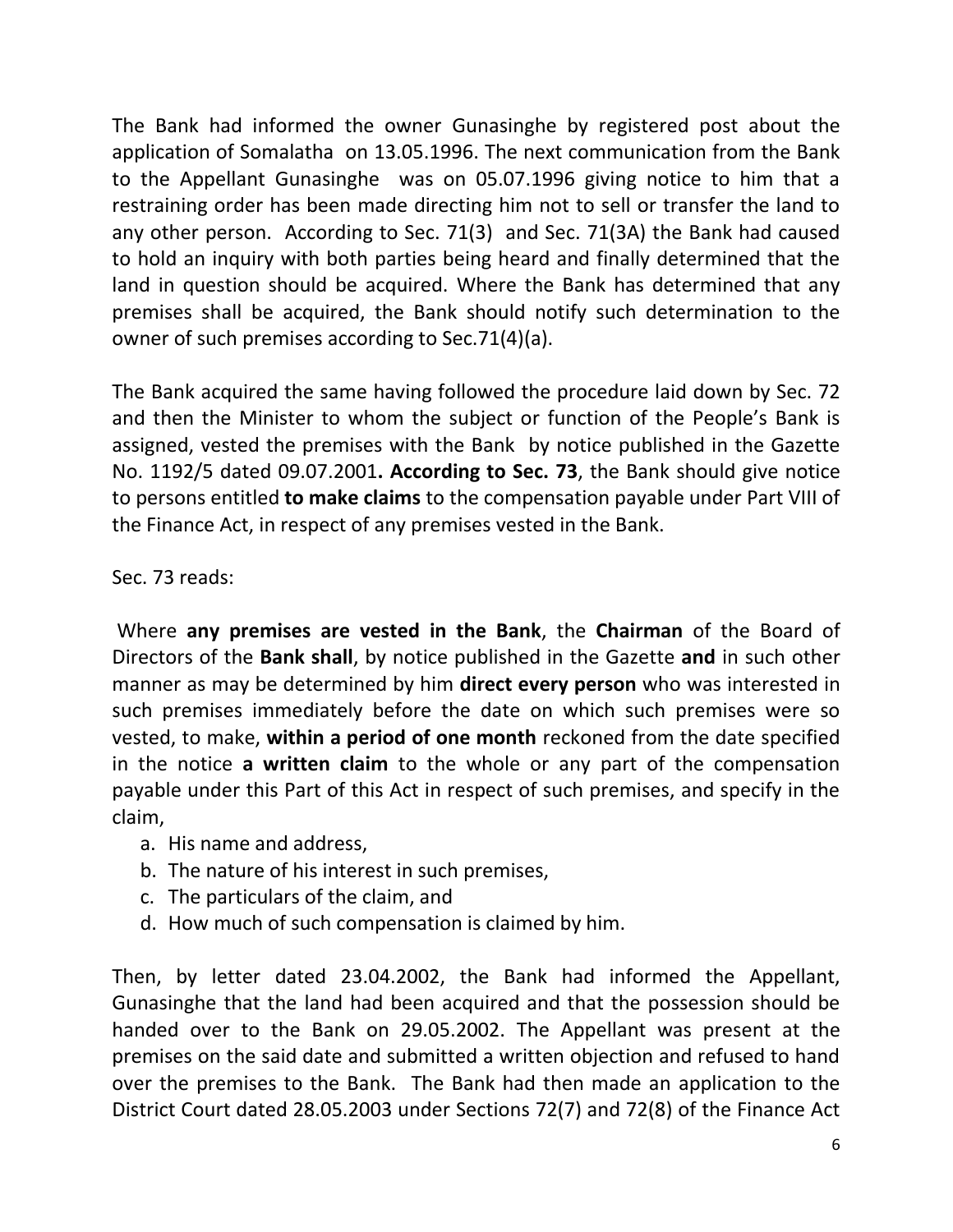The Bank had informed the owner Gunasinghe by registered post about the application of Somalatha on 13.05.1996. The next communication from the Bank to the Appellant Gunasinghe was on 05.07.1996 giving notice to him that a restraining order has been made directing him not to sell or transfer the land to any other person. According to Sec. 71(3) and Sec. 71(3A) the Bank had caused to hold an inquiry with both parties being heard and finally determined that the land in question should be acquired. Where the Bank has determined that any premises shall be acquired, the Bank should notify such determination to the owner of such premises according to Sec.71(4)(a).

The Bank acquired the same having followed the procedure laid down by Sec. 72 and then the Minister to whom the subject or function of the People's Bank is assigned, vested the premises with the Bank by notice published in the Gazette No. 1192/5 dated 09.07.2001**. According to Sec. 73**, the Bank should give notice to persons entitled **to make claims** to the compensation payable under Part VIII of the Finance Act, in respect of any premises vested in the Bank.

Sec. 73 reads:

Where **any premises are vested in the Bank**, the **Chairman** of the Board of Directors of the **Bank shall**, by notice published in the Gazette **and** in such other manner as may be determined by him **direct every person** who was interested in such premises immediately before the date on which such premises were so vested, to make, **within a period of one month** reckoned from the date specified in the notice **a written claim** to the whole or any part of the compensation payable under this Part of this Act in respect of such premises, and specify in the claim,

a. His name and address,
b. The nature of his interest in such premises,
c. The particulars of the claim, and
d. How much of such compensation is claimed by him.

Then, by letter dated 23.04.2002, the Bank had informed the Appellant, Gunasinghe that the land had been acquired and that the possession should be handed over to the Bank on 29.05.2002. The Appellant was present at the premises on the said date and submitted a written objection and refused to hand over the premises to the Bank. The Bank had then made an application to the District Court dated 28.05.2003 under Sections 72(7) and 72(8) of the Finance Act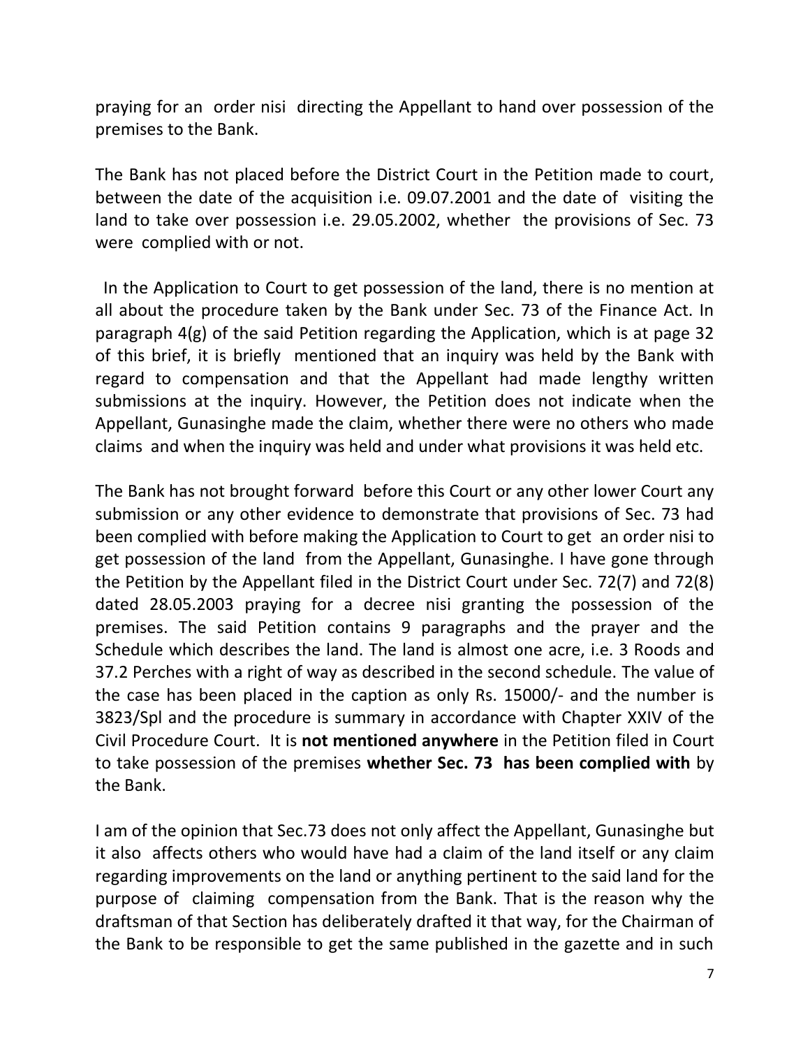praying for an order nisi directing the Appellant to hand over possession of the premises to the Bank.

The Bank has not placed before the District Court in the Petition made to court, between the date of the acquisition i.e. 09.07.2001 and the date of visiting the land to take over possession i.e. 29.05.2002, whether the provisions of Sec. 73 were complied with or not.

In the Application to Court to get possession of the land, there is no mention at all about the procedure taken by the Bank under Sec. 73 of the Finance Act. In paragraph 4(g) of the said Petition regarding the Application, which is at page 32 of this brief, it is briefly mentioned that an inquiry was held by the Bank with regard to compensation and that the Appellant had made lengthy written submissions at the inquiry. However, the Petition does not indicate when the Appellant, Gunasinghe made the claim, whether there were no others who made claims and when the inquiry was held and under what provisions it was held etc.

The Bank has not brought forward before this Court or any other lower Court any submission or any other evidence to demonstrate that provisions of Sec. 73 had been complied with before making the Application to Court to get an order nisi to get possession of the land from the Appellant, Gunasinghe. I have gone through the Petition by the Appellant filed in the District Court under Sec. 72(7) and 72(8) dated 28.05.2003 praying for a decree nisi granting the possession of the premises. The said Petition contains 9 paragraphs and the prayer and the Schedule which describes the land. The land is almost one acre, i.e. 3 Roods and 37.2 Perches with a right of way as described in the second schedule. The value of the case has been placed in the caption as only Rs. 15000/- and the number is 3823/Spl and the procedure is summary in accordance with Chapter XXIV of the Civil Procedure Court. It is **not mentioned anywhere** in the Petition filed in Court to take possession of the premises **whether Sec. 73 has been complied with** by the Bank.

I am of the opinion that Sec.73 does not only affect the Appellant, Gunasinghe but it also affects others who would have had a claim of the land itself or any claim regarding improvements on the land or anything pertinent to the said land for the purpose of claiming compensation from the Bank. That is the reason why the draftsman of that Section has deliberately drafted it that way, for the Chairman of the Bank to be responsible to get the same published in the gazette and in such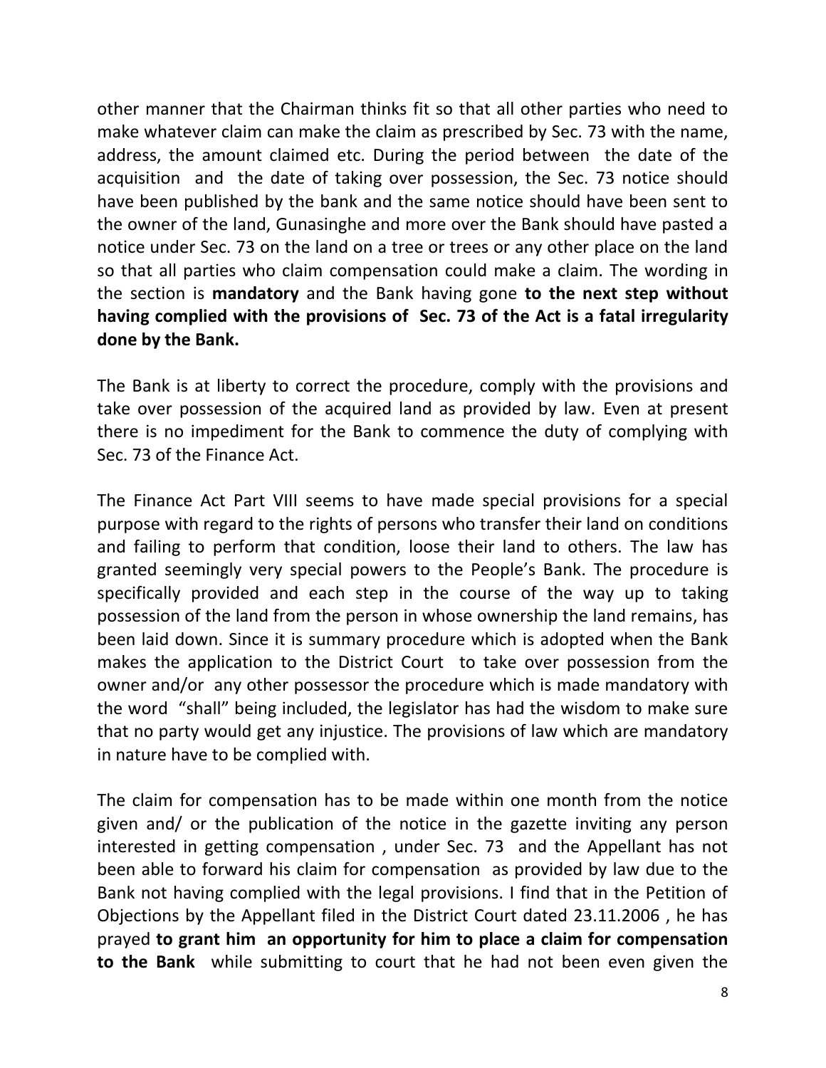other manner that the Chairman thinks fit so that all other parties who need to make whatever claim can make the claim as prescribed by Sec. 73 with the name, address, the amount claimed etc. During the period between the date of the acquisition and the date of taking over possession, the Sec. 73 notice should have been published by the bank and the same notice should have been sent to the owner of the land, Gunasinghe and more over the Bank should have pasted a notice under Sec. 73 on the land on a tree or trees or any other place on the land so that all parties who claim compensation could make a claim. The wording in the section is **mandatory** and the Bank having gone **to the next step without having complied with the provisions of Sec. 73 of the Act is a fatal irregularity done by the Bank.**

The Bank is at liberty to correct the procedure, comply with the provisions and take over possession of the acquired land as provided by law. Even at present there is no impediment for the Bank to commence the duty of complying with Sec. 73 of the Finance Act.

The Finance Act Part VIII seems to have made special provisions for a special purpose with regard to the rights of persons who transfer their land on conditions and failing to perform that condition, loose their land to others. The law has granted seemingly very special powers to the People's Bank. The procedure is specifically provided and each step in the course of the way up to taking possession of the land from the person in whose ownership the land remains, has been laid down. Since it is summary procedure which is adopted when the Bank makes the application to the District Court to take over possession from the owner and/or any other possessor the procedure which is made mandatory with the word "shall" being included, the legislator has had the wisdom to make sure that no party would get any injustice. The provisions of law which are mandatory in nature have to be complied with.

The claim for compensation has to be made within one month from the notice given and/ or the publication of the notice in the gazette inviting any person interested in getting compensation , under Sec. 73 and the Appellant has not been able to forward his claim for compensation as provided by law due to the Bank not having complied with the legal provisions. I find that in the Petition of Objections by the Appellant filed in the District Court dated 23.11.2006 , he has prayed **to grant him an opportunity for him to place a claim for compensation to the Bank** while submitting to court that he had not been even given the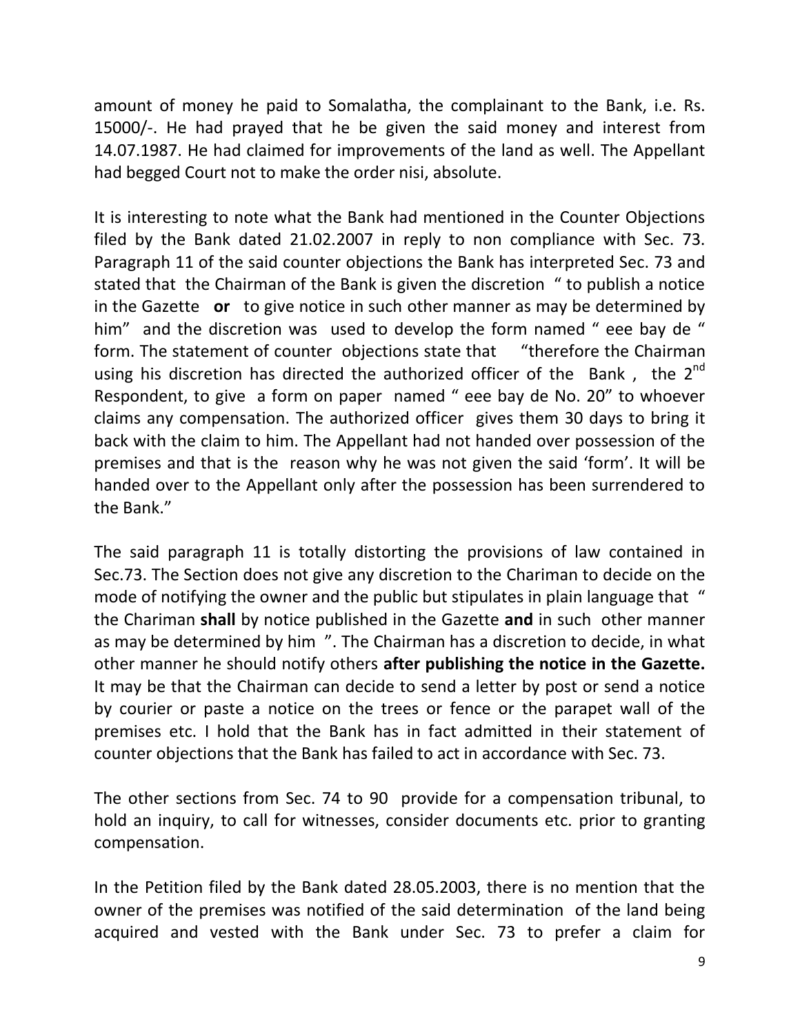amount of money he paid to Somalatha, the complainant to the Bank, i.e. Rs. 15000/-. He had prayed that he be given the said money and interest from 14.07.1987. He had claimed for improvements of the land as well. The Appellant had begged Court not to make the order nisi, absolute.

It is interesting to note what the Bank had mentioned in the Counter Objections filed by the Bank dated 21.02.2007 in reply to non compliance with Sec. 73. Paragraph 11 of the said counter objections the Bank has interpreted Sec. 73 and stated that the Chairman of the Bank is given the discretion " to publish a notice in the Gazette **or** to give notice in such other manner as may be determined by him" and the discretion was used to develop the form named " eee bay de " form. The statement of counter objections state that "therefore the Chairman using his discretion has directed the authorized officer of the Bank , the 2nd Respondent, to give a form on paper named " eee bay de No. 20" to whoever claims any compensation. The authorized officer gives them 30 days to bring it back with the claim to him. The Appellant had not handed over possession of the premises and that is the reason why he was not given the said 'form'. It will be handed over to the Appellant only after the possession has been surrendered to the Bank."

The said paragraph 11 is totally distorting the provisions of law contained in Sec.73. The Section does not give any discretion to the Chariman to decide on the mode of notifying the owner and the public but stipulates in plain language that " the Chariman **shall** by notice published in the Gazette **and** in such other manner as may be determined by him ". The Chairman has a discretion to decide, in what other manner he should notify others **after publishing the notice in the Gazette.** It may be that the Chairman can decide to send a letter by post or send a notice by courier or paste a notice on the trees or fence or the parapet wall of the premises etc. I hold that the Bank has in fact admitted in their statement of counter objections that the Bank has failed to act in accordance with Sec. 73.

The other sections from Sec. 74 to 90 provide for a compensation tribunal, to hold an inquiry, to call for witnesses, consider documents etc. prior to granting compensation.

In the Petition filed by the Bank dated 28.05.2003, there is no mention that the owner of the premises was notified of the said determination of the land being acquired and vested with the Bank under Sec. 73 to prefer a claim for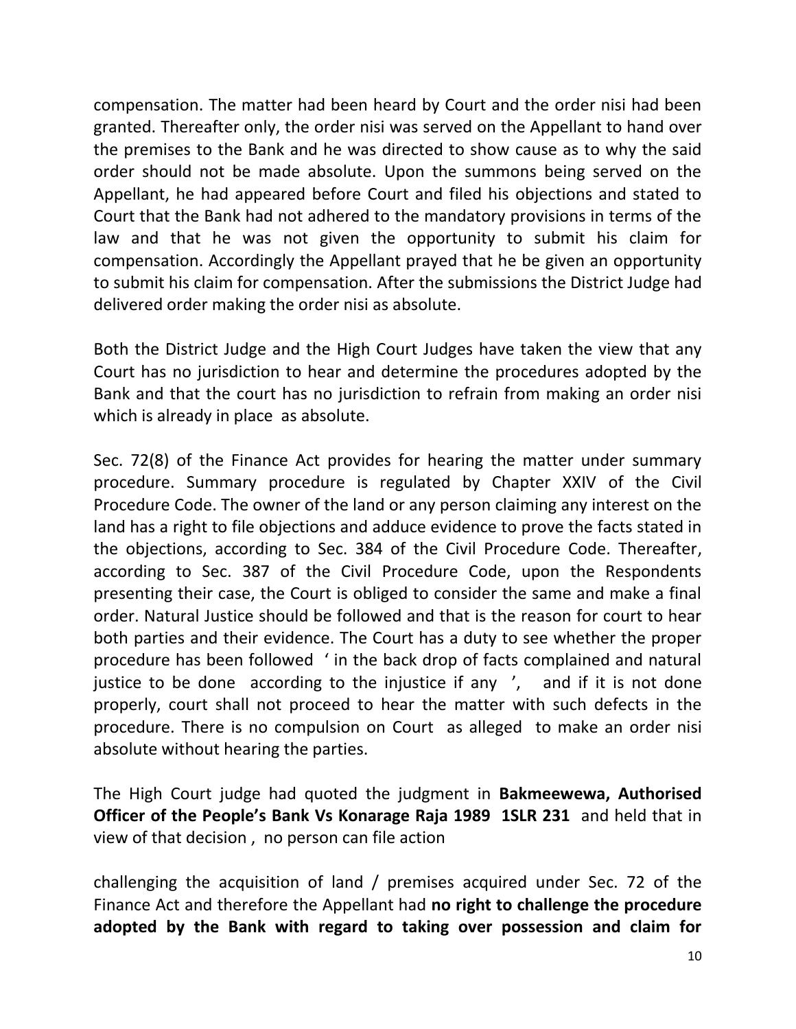compensation. The matter had been heard by Court and the order nisi had been granted. Thereafter only, the order nisi was served on the Appellant to hand over the premises to the Bank and he was directed to show cause as to why the said order should not be made absolute. Upon the summons being served on the Appellant, he had appeared before Court and filed his objections and stated to Court that the Bank had not adhered to the mandatory provisions in terms of the law and that he was not given the opportunity to submit his claim for compensation. Accordingly the Appellant prayed that he be given an opportunity to submit his claim for compensation. After the submissions the District Judge had delivered order making the order nisi as absolute.

Both the District Judge and the High Court Judges have taken the view that any Court has no jurisdiction to hear and determine the procedures adopted by the Bank and that the court has no jurisdiction to refrain from making an order nisi which is already in place as absolute.

Sec. 72(8) of the Finance Act provides for hearing the matter under summary procedure. Summary procedure is regulated by Chapter XXIV of the Civil Procedure Code. The owner of the land or any person claiming any interest on the land has a right to file objections and adduce evidence to prove the facts stated in the objections, according to Sec. 384 of the Civil Procedure Code. Thereafter, according to Sec. 387 of the Civil Procedure Code, upon the Respondents presenting their case, the Court is obliged to consider the same and make a final order. Natural Justice should be followed and that is the reason for court to hear both parties and their evidence. The Court has a duty to see whether the proper procedure has been followed ' in the back drop of facts complained and natural justice to be done according to the injustice if any ', and if it is not done properly, court shall not proceed to hear the matter with such defects in the procedure. There is no compulsion on Court as alleged to make an order nisi absolute without hearing the parties.

The High Court judge had quoted the judgment in **Bakmeewewa, Authorised Officer of the People's Bank Vs Konarage Raja 1989 1SLR 231** and held that in view of that decision , no person can file action

challenging the acquisition of land / premises acquired under Sec. 72 of the Finance Act and therefore the Appellant had **no right to challenge the procedure adopted by the Bank with regard to taking over possession and claim for**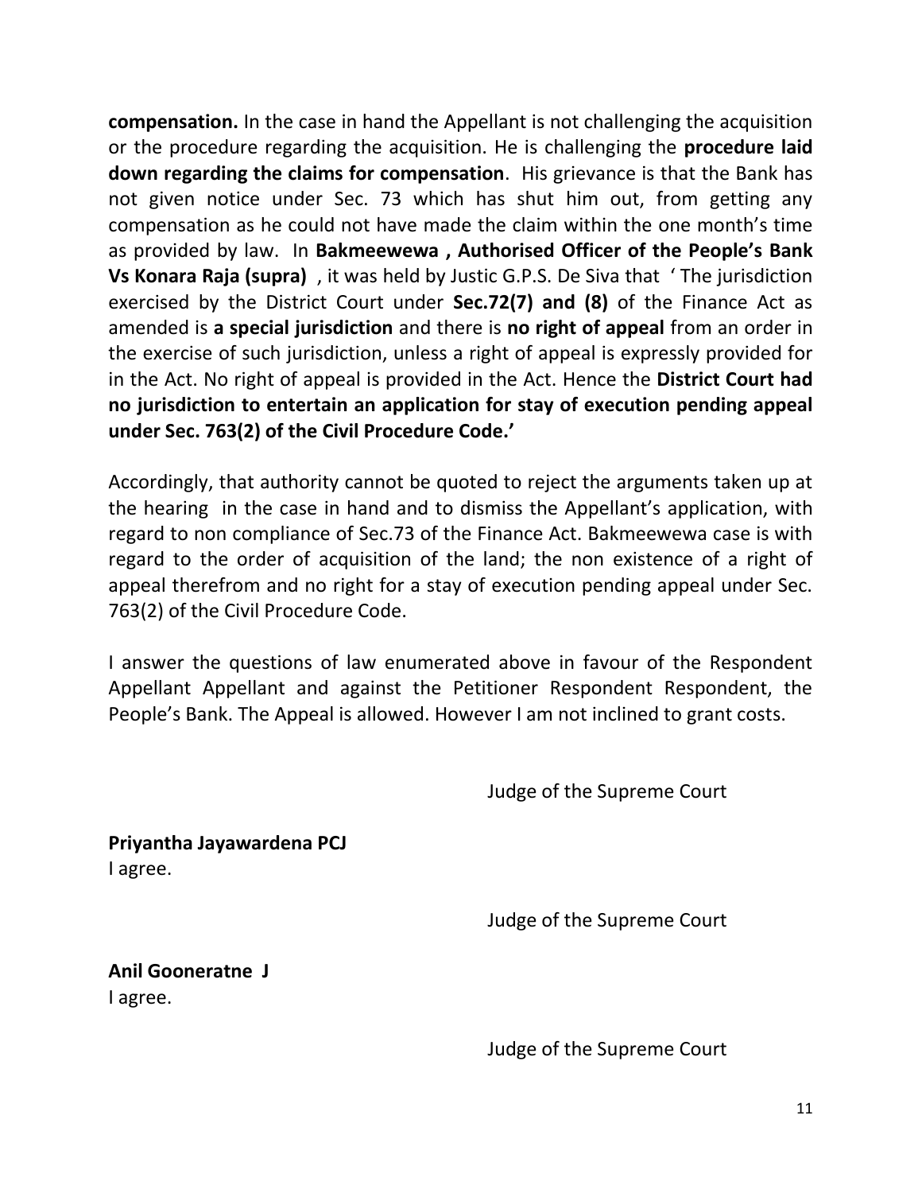**compensation.** In the case in hand the Appellant is not challenging the acquisition or the procedure regarding the acquisition. He is challenging the **procedure laid down regarding the claims for compensation**. His grievance is that the Bank has not given notice under Sec. 73 which has shut him out, from getting any compensation as he could not have made the claim within the one month's time as provided by law. In **Bakmeewewa , Authorised Officer of the People's Bank Vs Konara Raja (supra)** , it was held by Justic G.P.S. De Siva that ' The jurisdiction exercised by the District Court under **Sec.72(7) and (8)** of the Finance Act as amended is **a special jurisdiction** and there is **no right of appeal** from an order in the exercise of such jurisdiction, unless a right of appeal is expressly provided for in the Act. No right of appeal is provided in the Act. Hence the **District Court had no jurisdiction to entertain an application for stay of execution pending appeal under Sec. 763(2) of the Civil Procedure Code.'**

Accordingly, that authority cannot be quoted to reject the arguments taken up at the hearing in the case in hand and to dismiss the Appellant's application, with regard to non compliance of Sec.73 of the Finance Act. Bakmeewewa case is with regard to the order of acquisition of the land; the non existence of a right of appeal therefrom and no right for a stay of execution pending appeal under Sec. 763(2) of the Civil Procedure Code.

I answer the questions of law enumerated above in favour of the Respondent Appellant Appellant and against the Petitioner Respondent Respondent, the People's Bank. The Appeal is allowed. However I am not inclined to grant costs.

Judge of the Supreme Court

**Priyantha Jayawardena PCJ**
I agree.

Judge of the Supreme Court

**Anil Gooneratne J**
I agree.

Judge of the Supreme Court